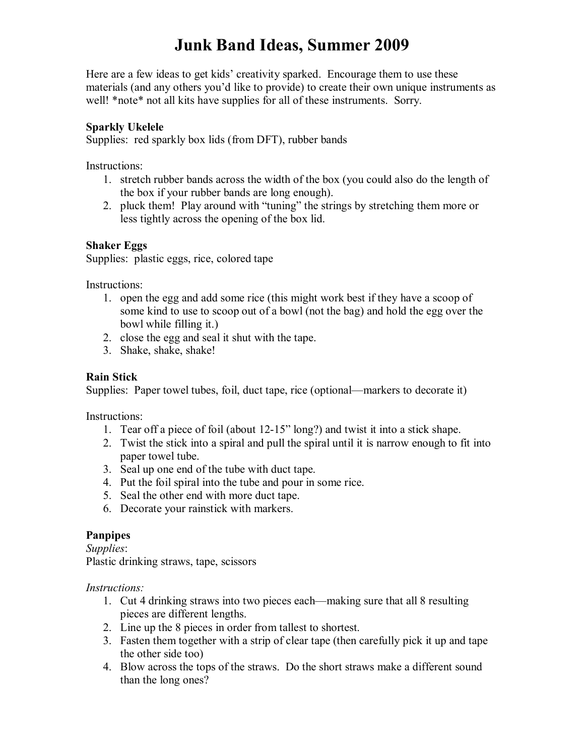# Junk Band Ideas, Summer 2009

Here are a few ideas to get kids' creativity sparked. Encourage them to use these materials (and any others you'd like to provide) to create their own unique instruments as well! *note* not all kits have supplies for all of these instruments. Sorry.

**Sparkly Ukelele**
Supplies: red sparkly box lids (from DFT), rubber bands

Instructions:

1. stretch rubber bands across the width of the box (you could also do the length of the box if your rubber bands are long enough).
2. pluck them! Play around with "tuning" the strings by stretching them more or less tightly across the opening of the box lid.

**Shaker Eggs**
Supplies: plastic eggs, rice, colored tape

Instructions:

1. open the egg and add some rice (this might work best if they have a scoop of some kind to use to scoop out of a bowl (not the bag) and hold the egg over the bowl while filling it.)
2. close the egg and seal it shut with the tape.
3. Shake, shake, shake!

**Rain Stick**
Supplies: Paper towel tubes, foil, duct tape, rice (optional—markers to decorate it)

Instructions:

1. Tear off a piece of foil (about 12-15" long?) and twist it into a stick shape.
2. Twist the stick into a spiral and pull the spiral until it is narrow enough to fit into paper towel tube.
3. Seal up one end of the tube with duct tape.
4. Put the foil spiral into the tube and pour in some rice.
5. Seal the other end with more duct tape.
6. Decorate your rainstick with markers.

**Panpipes**
*Supplies*:
Plastic drinking straws, tape, scissors

*Instructions:*

1. Cut 4 drinking straws into two pieces each—making sure that all 8 resulting pieces are different lengths.
2. Line up the 8 pieces in order from tallest to shortest.
3. Fasten them together with a strip of clear tape (then carefully pick it up and tape the other side too)
4. Blow across the tops of the straws. Do the short straws make a different sound than the long ones?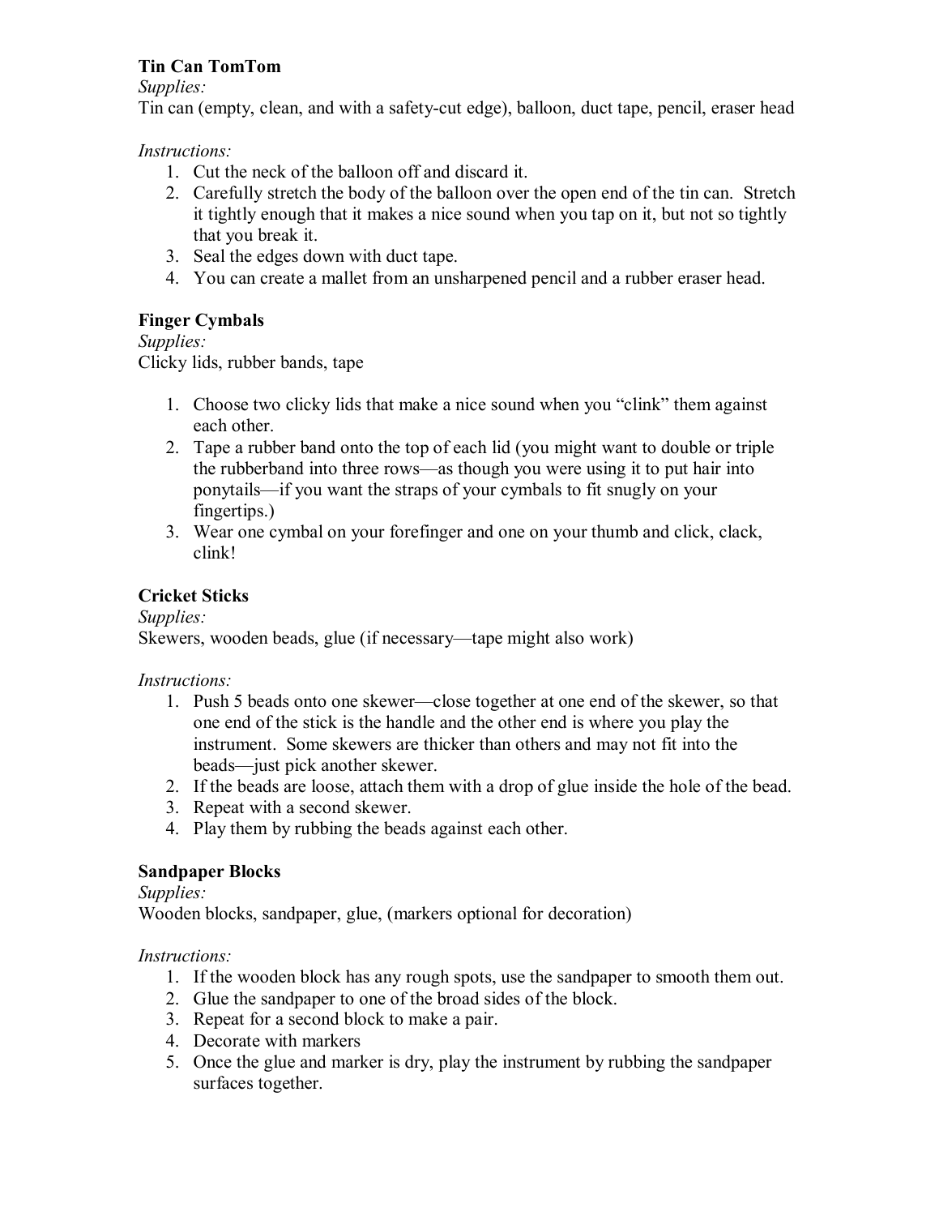**Tin Can TomTom**

*Supplies:*

Tin can (empty, clean, and with a safety-cut edge), balloon, duct tape, pencil, eraser head

*Instructions:*

1. Cut the neck of the balloon off and discard it.
2. Carefully stretch the body of the balloon over the open end of the tin can. Stretch it tightly enough that it makes a nice sound when you tap on it, but not so tightly that you break it.
3. Seal the edges down with duct tape.
4. You can create a mallet from an unsharpened pencil and a rubber eraser head.

**Finger Cymbals**

*Supplies:*

Clicky lids, rubber bands, tape

1. Choose two clicky lids that make a nice sound when you "clink" them against each other.
2. Tape a rubber band onto the top of each lid (you might want to double or triple the rubberband into three rows—as though you were using it to put hair into ponytails—if you want the straps of your cymbals to fit snugly on your fingertips.)
3. Wear one cymbal on your forefinger and one on your thumb and click, clack, clink!

**Cricket Sticks**

*Supplies:*

Skewers, wooden beads, glue (if necessary—tape might also work)

*Instructions:*

1. Push 5 beads onto one skewer—close together at one end of the skewer, so that one end of the stick is the handle and the other end is where you play the instrument. Some skewers are thicker than others and may not fit into the beads—just pick another skewer.
2. If the beads are loose, attach them with a drop of glue inside the hole of the bead.
3. Repeat with a second skewer.
4. Play them by rubbing the beads against each other.

**Sandpaper Blocks**

*Supplies:*

Wooden blocks, sandpaper, glue, (markers optional for decoration)

*Instructions:*

1. If the wooden block has any rough spots, use the sandpaper to smooth them out.
2. Glue the sandpaper to one of the broad sides of the block.
3. Repeat for a second block to make a pair.
4. Decorate with markers
5. Once the glue and marker is dry, play the instrument by rubbing the sandpaper surfaces together.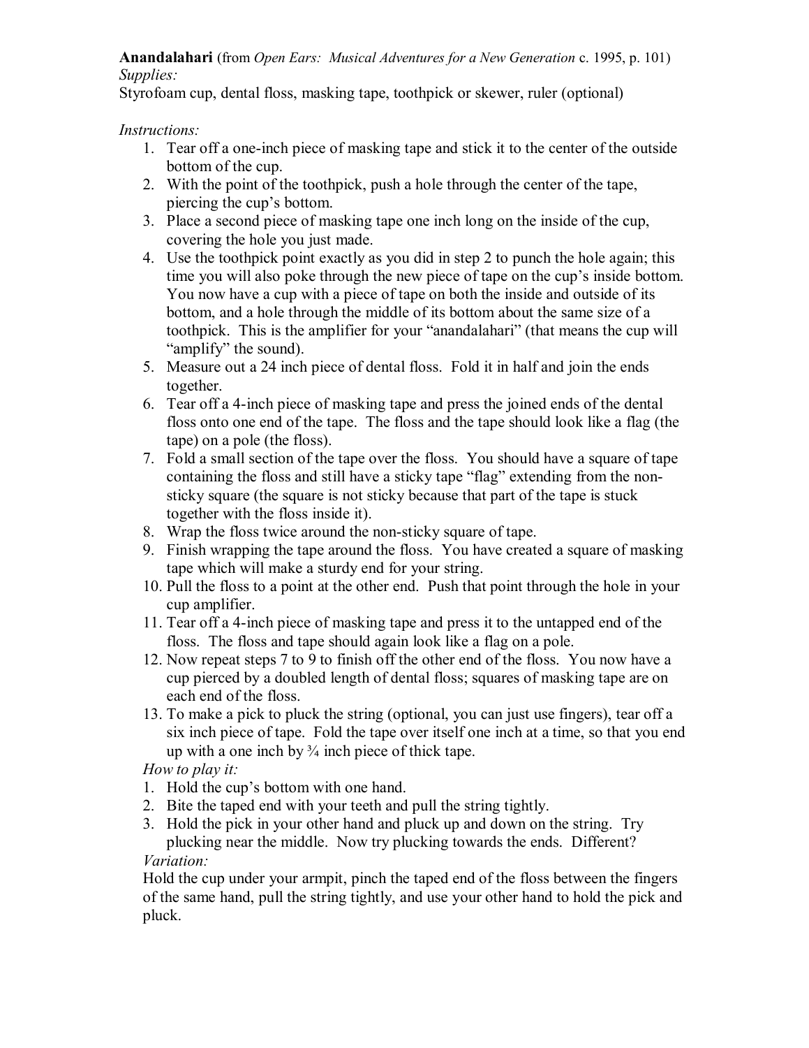**Anandalahari** (from *Open Ears: Musical Adventures for a New Generation* c. 1995, p. 101)

*Supplies:*

Styrofoam cup, dental floss, masking tape, toothpick or skewer, ruler (optional)

*Instructions:*

1. Tear off a one-inch piece of masking tape and stick it to the center of the outside bottom of the cup.
2. With the point of the toothpick, push a hole through the center of the tape, piercing the cup's bottom.
3. Place a second piece of masking tape one inch long on the inside of the cup, covering the hole you just made.
4. Use the toothpick point exactly as you did in step 2 to punch the hole again; this time you will also poke through the new piece of tape on the cup's inside bottom. You now have a cup with a piece of tape on both the inside and outside of its bottom, and a hole through the middle of its bottom about the same size of a toothpick. This is the amplifier for your "anandalahari" (that means the cup will "amplify" the sound).
5. Measure out a 24 inch piece of dental floss. Fold it in half and join the ends together.
6. Tear off a 4-inch piece of masking tape and press the joined ends of the dental floss onto one end of the tape. The floss and the tape should look like a flag (the tape) on a pole (the floss).
7. Fold a small section of the tape over the floss. You should have a square of tape containing the floss and still have a sticky tape "flag" extending from the non-sticky square (the square is not sticky because that part of the tape is stuck together with the floss inside it).
8. Wrap the floss twice around the non-sticky square of tape.
9. Finish wrapping the tape around the floss. You have created a square of masking tape which will make a sturdy end for your string.
10. Pull the floss to a point at the other end. Push that point through the hole in your cup amplifier.
11. Tear off a 4-inch piece of masking tape and press it to the untapped end of the floss. The floss and tape should again look like a flag on a pole.
12. Now repeat steps 7 to 9 to finish off the other end of the floss. You now have a cup pierced by a doubled length of dental floss; squares of masking tape are on each end of the floss.
13. To make a pick to pluck the string (optional, you can just use fingers), tear off a six inch piece of tape. Fold the tape over itself one inch at a time, so that you end up with a one inch by ¾ inch piece of thick tape.

*How to play it:*

1. Hold the cup's bottom with one hand.
2. Bite the taped end with your teeth and pull the string tightly.
3. Hold the pick in your other hand and pluck up and down on the string. Try plucking near the middle. Now try plucking towards the ends. Different?

*Variation:*

Hold the cup under your armpit, pinch the taped end of the floss between the fingers of the same hand, pull the string tightly, and use your other hand to hold the pick and pluck.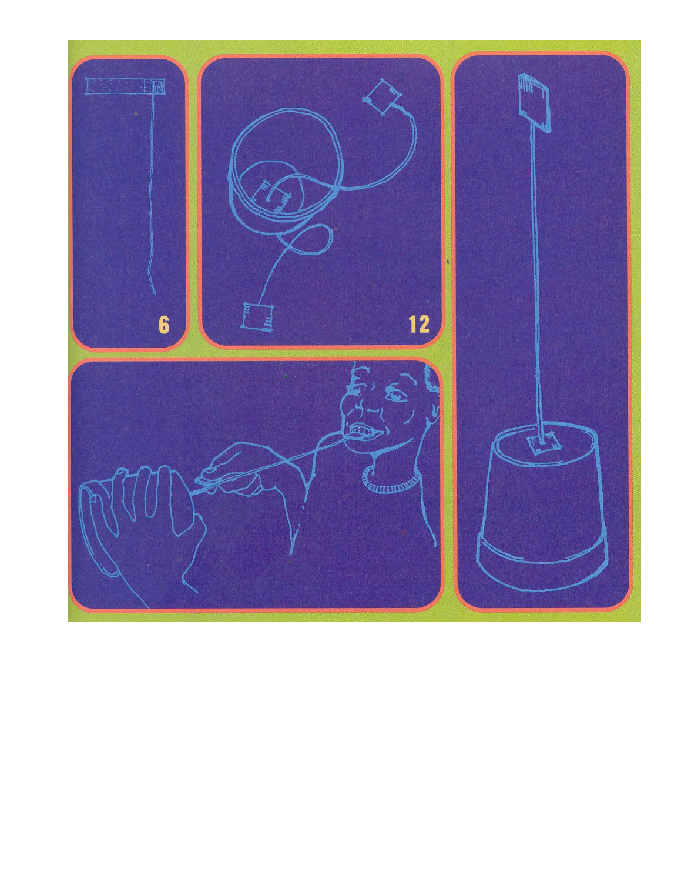6

12